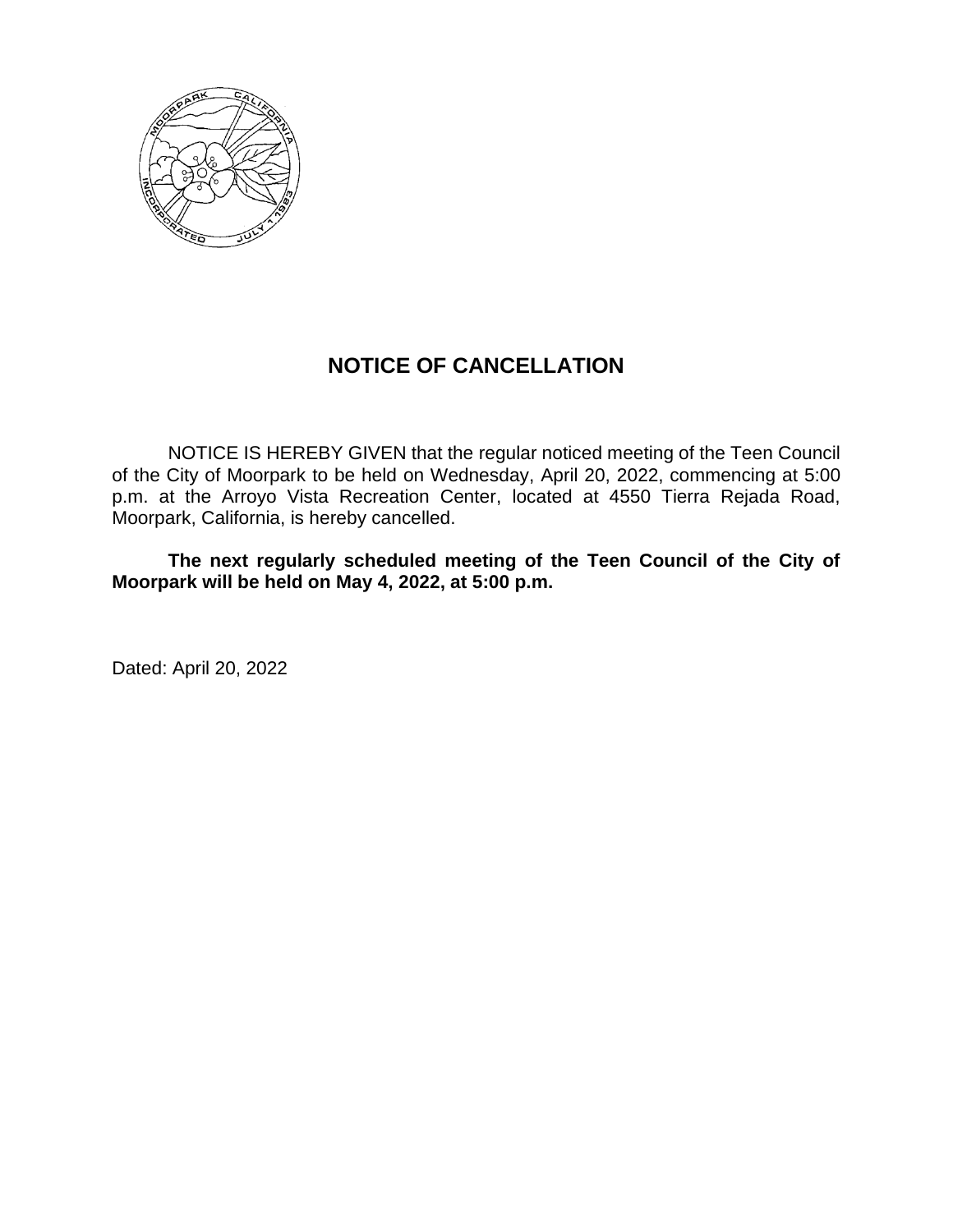# NOTICE OF CANCELLATION

NOTICE IS HEREBY GIVEN that the regular noticed meeting of the Teen Council of the City of Moorpark to be held on Wednesday, April 20, 2022, commencing at 5:00 p.m. at the Arroyo Vista Recreation Center, located at 4550 Tierra Rejada Road, Moorpark, California, is hereby cancelled.

**The next regularly scheduled meeting of the Teen Council of the City of Moorpark will be held on May 4, 2022, at 5:00 p.m.**

Dated: April 20, 2022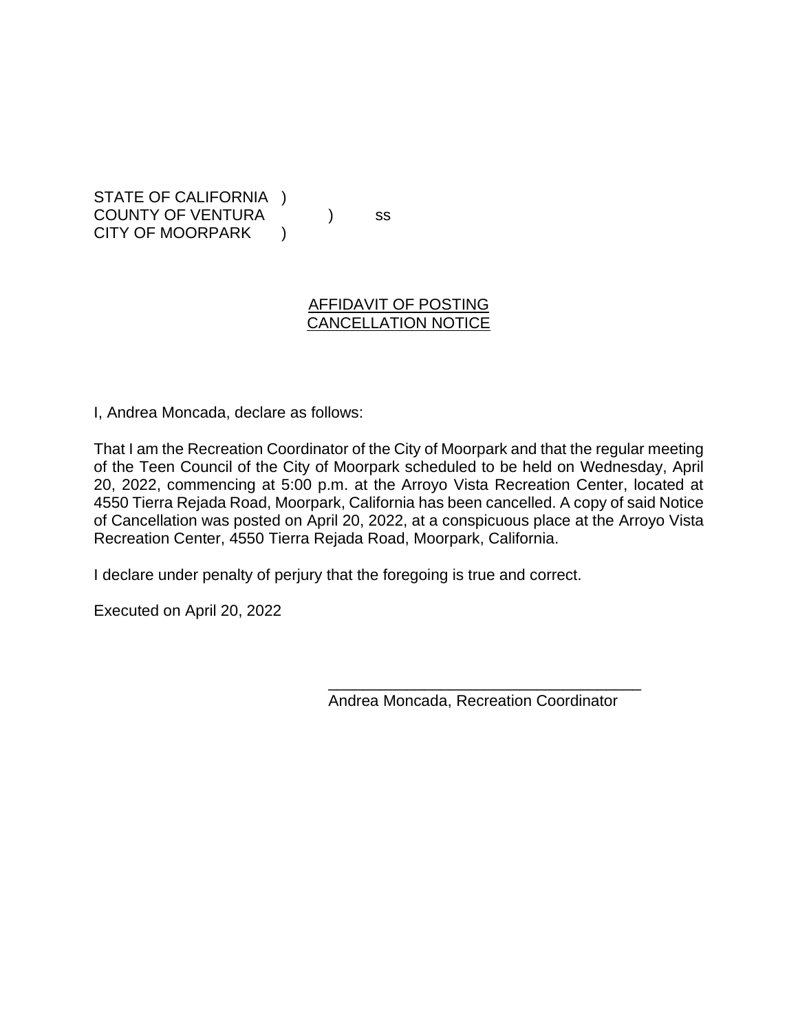STATE OF CALIFORNIA )
COUNTY OF VENTURA ) ss
CITY OF MOORPARK )

**AFFIDAVIT OF POSTING**
**CANCELLATION NOTICE**

I, Andrea Moncada, declare as follows:

That I am the Recreation Coordinator of the City of Moorpark and that the regular meeting of the Teen Council of the City of Moorpark scheduled to be held on Wednesday, April 20, 2022, commencing at 5:00 p.m. at the Arroyo Vista Recreation Center, located at 4550 Tierra Rejada Road, Moorpark, California has been cancelled. A copy of said Notice of Cancellation was posted on April 20, 2022, at a conspicuous place at the Arroyo Vista Recreation Center, 4550 Tierra Rejada Road, Moorpark, California.

I declare under penalty of perjury that the foregoing is true and correct.

Executed on April 20, 2022

\_\_\_\_\_\_\_\_\_\_\_\_\_\_\_\_\_\_\_\_\_\_\_\_\_\_\_\_\_\_\_\_\_\_\_\_
Andrea Moncada, Recreation Coordinator